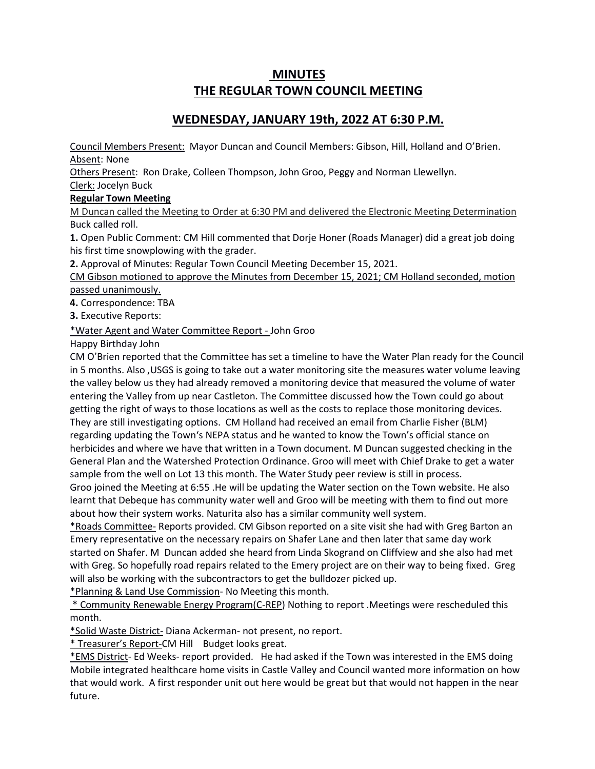# MINUTES
# THE REGULAR TOWN COUNCIL MEETING

## WEDNESDAY, JANUARY 19th, 2022 AT 6:30 P.M.

Council Members Present: Mayor Duncan and Council Members: Gibson, Hill, Holland and O'Brien.
Absent: None
Others Present: Ron Drake, Colleen Thompson, John Groo, Peggy and Norman Llewellyn.
Clerk: Jocelyn Buck

**Regular Town Meeting**

M Duncan called the Meeting to Order at 6:30 PM and delivered the Electronic Meeting Determination
Buck called roll.

**1.** Open Public Comment: CM Hill commented that Dorje Honer (Roads Manager) did a great job doing his first time snowplowing with the grader.

**2.** Approval of Minutes: Regular Town Council Meeting December 15, 2021.

CM Gibson motioned to approve the Minutes from December 15, 2021; CM Holland seconded, motion passed unanimously.

**4.** Correspondence: TBA

**3.** Executive Reports:

*Water Agent and Water Committee Report - John Groo

Happy Birthday John

CM O'Brien reported that the Committee has set a timeline to have the Water Plan ready for the Council in 5 months. Also ,USGS is going to take out a water monitoring site the measures water volume leaving the valley below us they had already removed a monitoring device that measured the volume of water entering the Valley from up near Castleton. The Committee discussed how the Town could go about getting the right of ways to those locations as well as the costs to replace those monitoring devices. They are still investigating options. CM Holland had received an email from Charlie Fisher (BLM) regarding updating the Town's NEPA status and he wanted to know the Town's official stance on herbicides and where we have that written in a Town document. M Duncan suggested checking in the General Plan and the Watershed Protection Ordinance. Groo will meet with Chief Drake to get a water sample from the well on Lot 13 this month. The Water Study peer review is still in process.

Groo joined the Meeting at 6:55 .He will be updating the Water section on the Town website. He also learnt that Debeque has community water well and Groo will be meeting with them to find out more about how their system works. Naturita also has a similar community well system.

*Roads Committee- Reports provided. CM Gibson reported on a site visit she had with Greg Barton an Emery representative on the necessary repairs on Shafer Lane and then later that same day work started on Shafer. M Duncan added she heard from Linda Skogrand on Cliffview and she also had met with Greg. So hopefully road repairs related to the Emery project are on their way to being fixed. Greg will also be working with the subcontractors to get the bulldozer picked up.

*Planning & Land Use Commission- No Meeting this month.

* Community Renewable Energy Program(C-REP) Nothing to report .Meetings were rescheduled this month.

*Solid Waste District- Diana Ackerman- not present, no report.

* Treasurer's Report-CM Hill Budget looks great.

*EMS District- Ed Weeks- report provided. He had asked if the Town was interested in the EMS doing Mobile integrated healthcare home visits in Castle Valley and Council wanted more information on how that would work. A first responder unit out here would be great but that would not happen in the near future.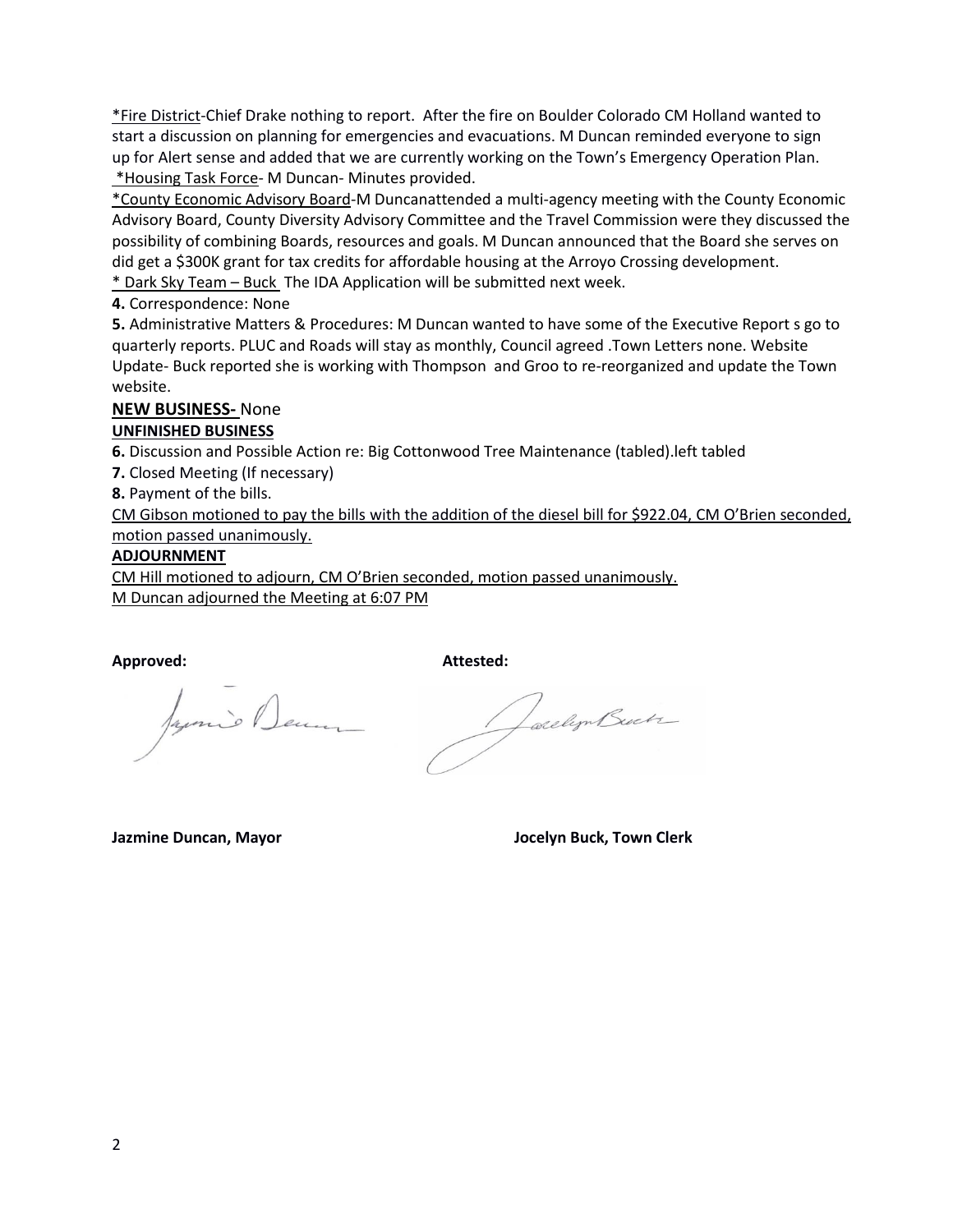<u>*Fire District</u>-Chief Drake nothing to report. After the fire on Boulder Colorado CM Holland wanted to start a discussion on planning for emergencies and evacuations. M Duncan reminded everyone to sign up for Alert sense and added that we are currently working on the Town's Emergency Operation Plan.

<u>*Housing Task Force</u>- M Duncan- Minutes provided.

<u>*County Economic Advisory Board</u>-M Duncanattended a multi-agency meeting with the County Economic Advisory Board, County Diversity Advisory Committee and the Travel Commission were they discussed the possibility of combining Boards, resources and goals. M Duncan announced that the Board she serves on did get a $300K grant for tax credits for affordable housing at the Arroyo Crossing development.

<u>* Dark Sky Team – Buck</u> The IDA Application will be submitted next week.

**4.** Correspondence: None

**5.** Administrative Matters & Procedures: M Duncan wanted to have some of the Executive Report s go to quarterly reports. PLUC and Roads will stay as monthly, Council agreed .Town Letters none. Website Update- Buck reported she is working with Thompson and Groo to re-reorganized and update the Town website.

**<u>NEW BUSINESS-</u>** None

**<u>UNFINISHED BUSINESS</u>**

**6.** Discussion and Possible Action re: Big Cottonwood Tree Maintenance (tabled).left tabled

**7.** Closed Meeting (If necessary)

**8.** Payment of the bills.

<u>CM Gibson motioned to pay the bills with the addition of the diesel bill for $922.04, CM O'Brien seconded, motion passed unanimously.</u>

**<u>ADJOURNMENT</u>**

<u>CM Hill motioned to adjourn, CM O'Brien seconded, motion passed unanimously.</u>

<u>M Duncan adjourned the Meeting at 6:07 PM</u>

**Approved:** **Attested:**

**Jazmine Duncan, Mayor** **Jocelyn Buck, Town Clerk**